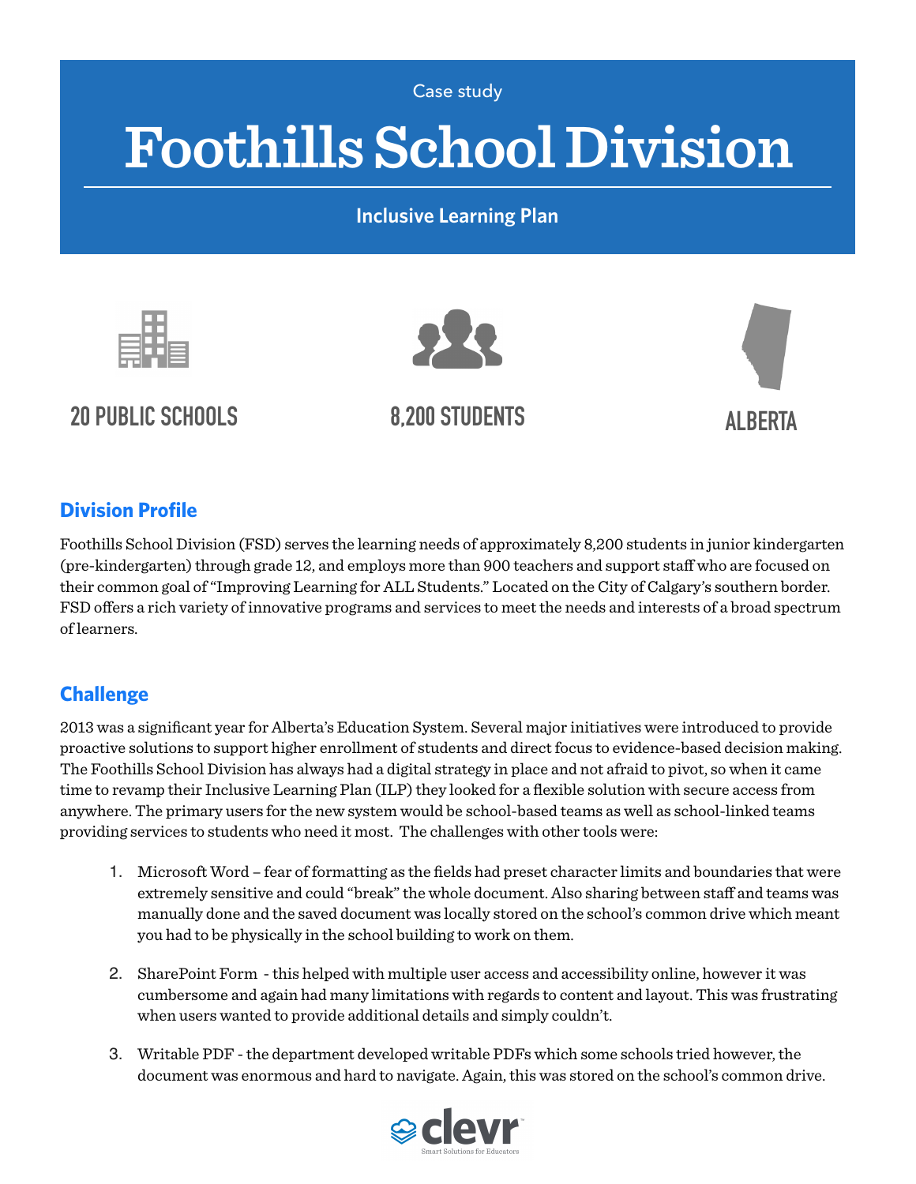Case study

# Foothills School Division

**Inclusive Learning Plan**

**20 PUBLIC SCHOOLS**

**8,200 STUDENTS**

**ALBERTA**

## Division Profile

Foothills School Division (FSD) serves the learning needs of approximately 8,200 students in junior kindergarten (pre-kindergarten) through grade 12, and employs more than 900 teachers and support staff who are focused on their common goal of "Improving Learning for ALL Students." Located on the City of Calgary's southern border. FSD offers a rich variety of innovative programs and services to meet the needs and interests of a broad spectrum of learners.

## Challenge

2013 was a significant year for Alberta's Education System. Several major initiatives were introduced to provide proactive solutions to support higher enrollment of students and direct focus to evidence-based decision making. The Foothills School Division has always had a digital strategy in place and not afraid to pivot, so when it came time to revamp their Inclusive Learning Plan (ILP) they looked for a flexible solution with secure access from anywhere. The primary users for the new system would be school-based teams as well as school-linked teams providing services to students who need it most. The challenges with other tools were:

1. Microsoft Word – fear of formatting as the fields had preset character limits and boundaries that were extremely sensitive and could "break" the whole document. Also sharing between staff and teams was manually done and the saved document was locally stored on the school's common drive which meant you had to be physically in the school building to work on them.

2. SharePoint Form - this helped with multiple user access and accessibility online, however it was cumbersome and again had many limitations with regards to content and layout. This was frustrating when users wanted to provide additional details and simply couldn't.

3. Writable PDF - the department developed writable PDFs which some schools tried however, the document was enormous and hard to navigate. Again, this was stored on the school's common drive.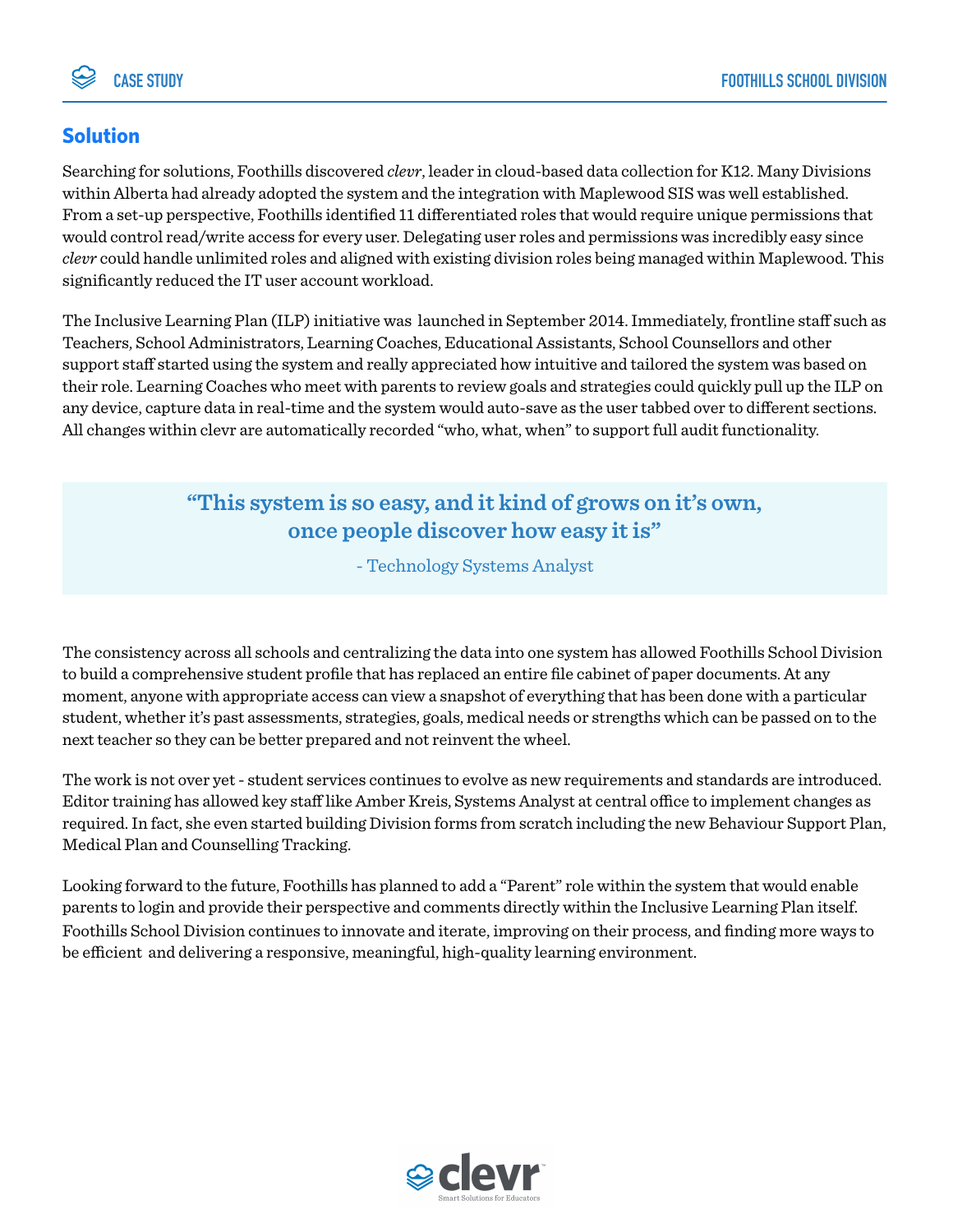## Solution

Searching for solutions, Foothills discovered *clevr*, leader in cloud-based data collection for K12. Many Divisions within Alberta had already adopted the system and the integration with Maplewood SIS was well established. From a set-up perspective, Foothills identified 11 differentiated roles that would require unique permissions that would control read/write access for every user. Delegating user roles and permissions was incredibly easy since *clevr* could handle unlimited roles and aligned with existing division roles being managed within Maplewood. This significantly reduced the IT user account workload.

The Inclusive Learning Plan (ILP) initiative was launched in September 2014. Immediately, frontline staff such as Teachers, School Administrators, Learning Coaches, Educational Assistants, School Counsellors and other support staff started using the system and really appreciated how intuitive and tailored the system was based on their role. Learning Coaches who meet with parents to review goals and strategies could quickly pull up the ILP on any device, capture data in real-time and the system would auto-save as the user tabbed over to different sections. All changes within clevr are automatically recorded "who, what, when" to support full audit functionality.

> **"This system is so easy, and it kind of grows on it's own, once people discover how easy it is"**
>
> \- Technology Systems Analyst

The consistency across all schools and centralizing the data into one system has allowed Foothills School Division to build a comprehensive student profile that has replaced an entire file cabinet of paper documents. At any moment, anyone with appropriate access can view a snapshot of everything that has been done with a particular student, whether it's past assessments, strategies, goals, medical needs or strengths which can be passed on to the next teacher so they can be better prepared and not reinvent the wheel.

The work is not over yet - student services continues to evolve as new requirements and standards are introduced. Editor training has allowed key staff like Amber Kreis, Systems Analyst at central office to implement changes as required. In fact, she even started building Division forms from scratch including the new Behaviour Support Plan, Medical Plan and Counselling Tracking.

Looking forward to the future, Foothills has planned to add a "Parent" role within the system that would enable parents to login and provide their perspective and comments directly within the Inclusive Learning Plan itself. Foothills School Division continues to innovate and iterate, improving on their process, and finding more ways to be efficient and delivering a responsive, meaningful, high-quality learning environment.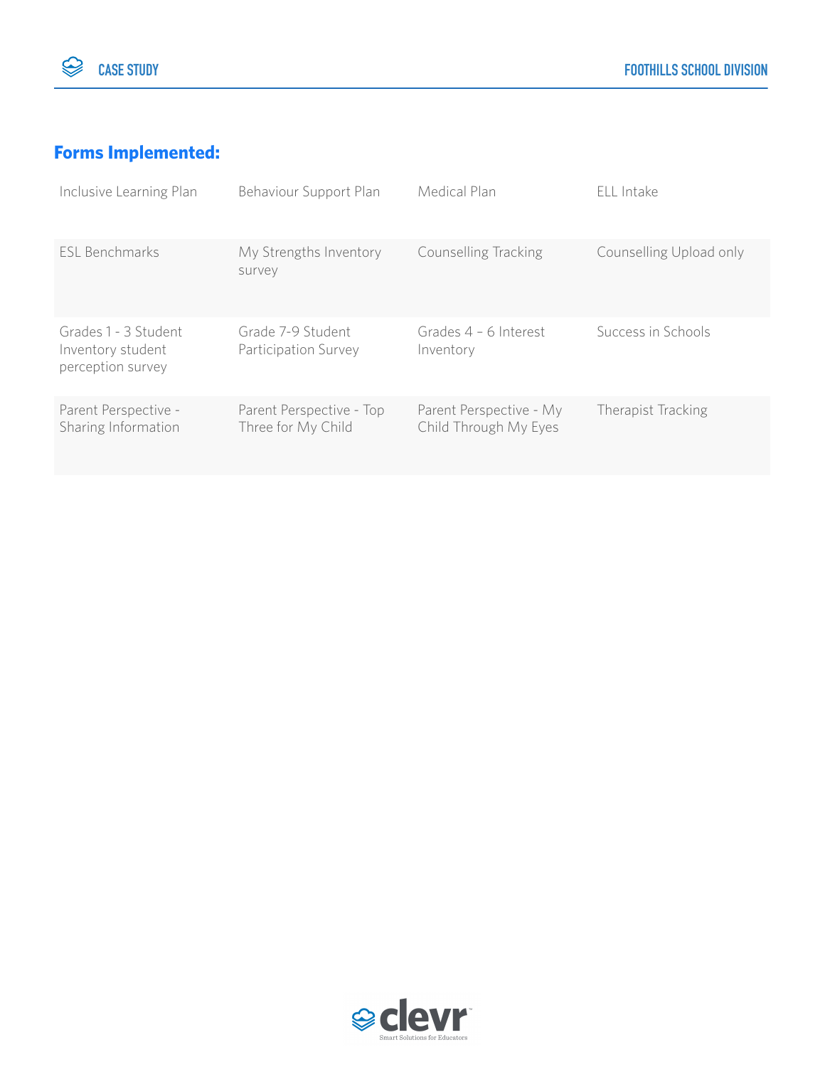## Forms Implemented:

| | | | |
|---|---|---|---|
| Inclusive Learning Plan | Behaviour Support Plan | Medical Plan | ELL Intake |
| ESL Benchmarks | My Strengths Inventory survey | Counselling Tracking | Counselling Upload only |
| Grades 1 - 3 Student Inventory student perception survey | Grade 7-9 Student Participation Survey | Grades 4 – 6 Interest Inventory | Success in Schools |
| Parent Perspective - Sharing Information | Parent Perspective - Top Three for My Child | Parent Perspective - My Child Through My Eyes | Therapist Tracking |